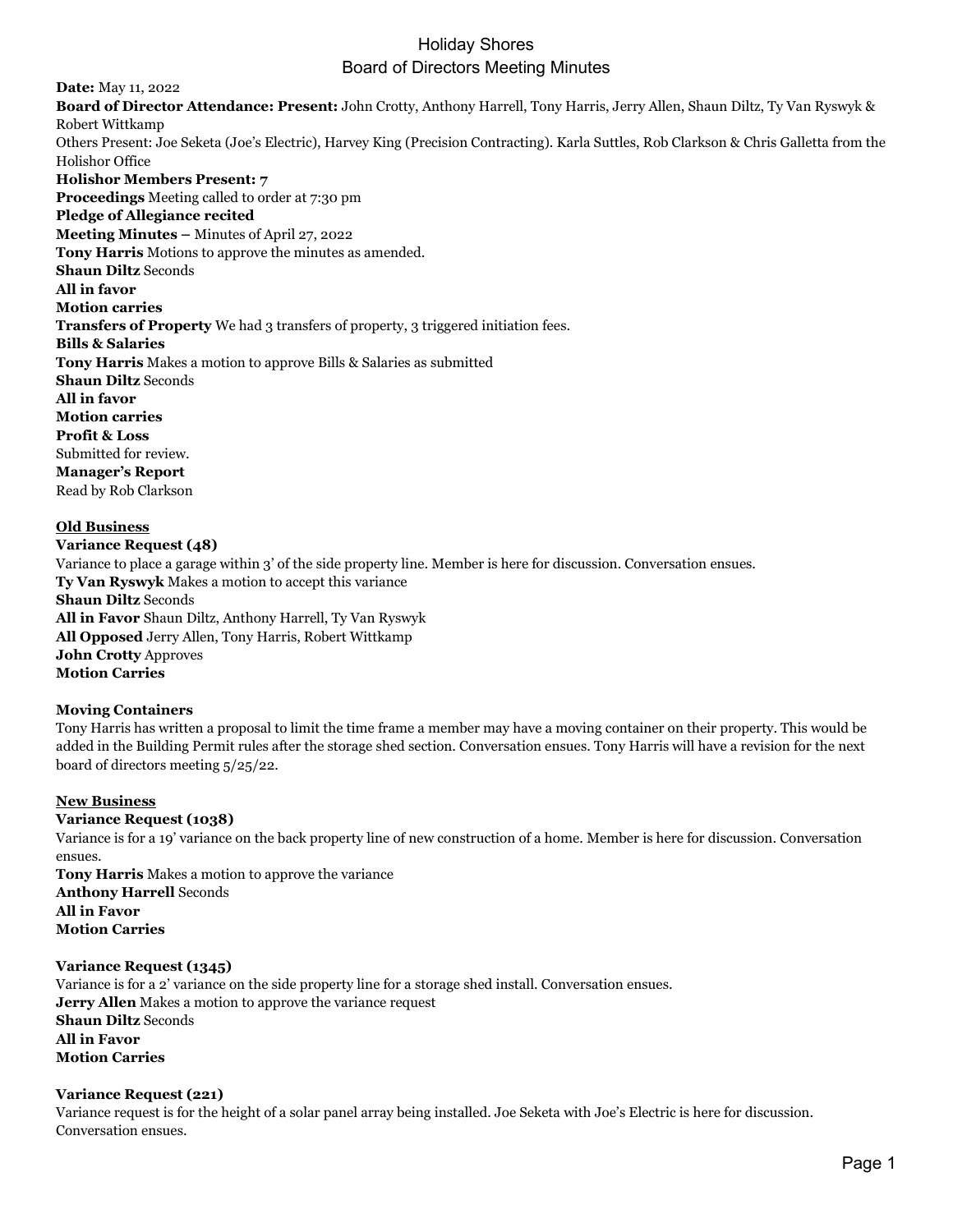# Holiday Shores
## Board of Directors Meeting Minutes

**Date:** May 11, 2022
**Board of Director Attendance: Present:** John Crotty, Anthony Harrell, Tony Harris, Jerry Allen, Shaun Diltz, Ty Van Ryswyk & Robert Wittkamp
Others Present: Joe Seketa (Joe's Electric), Harvey King (Precision Contracting). Karla Suttles, Rob Clarkson & Chris Galletta from the Holishor Office
**Holishor Members Present: 7**
**Proceedings** Meeting called to order at 7:30 pm
**Pledge of Allegiance recited**
**Meeting Minutes –** Minutes of April 27, 2022
**Tony Harris** Motions to approve the minutes as amended.
**Shaun Diltz** Seconds
**All in favor**
**Motion carries**
**Transfers of Property** We had 3 transfers of property, 3 triggered initiation fees.
**Bills & Salaries**
**Tony Harris** Makes a motion to approve Bills & Salaries as submitted
**Shaun Diltz** Seconds
**All in favor**
**Motion carries**
**Profit & Loss**
Submitted for review.
**Manager's Report**
Read by Rob Clarkson

**Old Business**

**Variance Request (48)**
Variance to place a garage within 3' of the side property line. Member is here for discussion. Conversation ensues.
**Ty Van Ryswyk** Makes a motion to accept this variance
**Shaun Diltz** Seconds
**All in Favor** Shaun Diltz, Anthony Harrell, Ty Van Ryswyk
**All Opposed** Jerry Allen, Tony Harris, Robert Wittkamp
**John Crotty** Approves
**Motion Carries**

**Moving Containers**
Tony Harris has written a proposal to limit the time frame a member may have a moving container on their property. This would be added in the Building Permit rules after the storage shed section. Conversation ensues. Tony Harris will have a revision for the next board of directors meeting 5/25/22.

**New Business**

**Variance Request (1038)**
Variance is for a 19' variance on the back property line of new construction of a home. Member is here for discussion. Conversation ensues.
**Tony Harris** Makes a motion to approve the variance
**Anthony Harrell** Seconds
**All in Favor**
**Motion Carries**

**Variance Request (1345)**
Variance is for a 2' variance on the side property line for a storage shed install. Conversation ensues.
**Jerry Allen** Makes a motion to approve the variance request
**Shaun Diltz** Seconds
**All in Favor**
**Motion Carries**

**Variance Request (221)**
Variance request is for the height of a solar panel array being installed. Joe Seketa with Joe's Electric is here for discussion. Conversation ensues.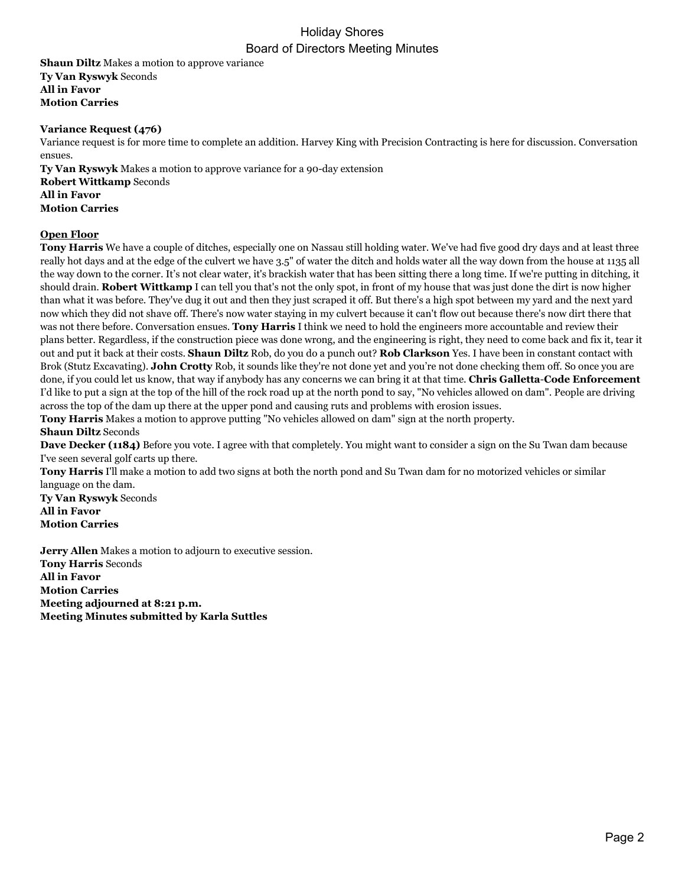**Shaun Diltz** Makes a motion to approve variance
**Ty Van Ryswyk** Seconds
**All in Favor**
**Motion Carries**

**Variance Request (476)**
Variance request is for more time to complete an addition. Harvey King with Precision Contracting is here for discussion. Conversation ensues.
**Ty Van Ryswyk** Makes a motion to approve variance for a 90-day extension
**Robert Wittkamp** Seconds
**All in Favor**
**Motion Carries**

**Open Floor**
**Tony Harris** We have a couple of ditches, especially one on Nassau still holding water. We've had five good dry days and at least three really hot days and at the edge of the culvert we have 3.5" of water the ditch and holds water all the way down from the house at 1135 all the way down to the corner. It's not clear water, it's brackish water that has been sitting there a long time. If we're putting in ditching, it should drain. **Robert Wittkamp** I can tell you that's not the only spot, in front of my house that was just done the dirt is now higher than what it was before. They've dug it out and then they just scraped it off. But there's a high spot between my yard and the next yard now which they did not shave off. There's now water staying in my culvert because it can't flow out because there's now dirt there that was not there before. Conversation ensues. **Tony Harris** I think we need to hold the engineers more accountable and review their plans better. Regardless, if the construction piece was done wrong, and the engineering is right, they need to come back and fix it, tear it out and put it back at their costs. **Shaun Diltz** Rob, do you do a punch out? **Rob Clarkson** Yes. I have been in constant contact with Brok (Stutz Excavating). **John Crotty** Rob, it sounds like they're not done yet and you're not done checking them off. So once you are done, if you could let us know, that way if anybody has any concerns we can bring it at that time. **Chris Galletta-Code Enforcement** I'd like to put a sign at the top of the hill of the rock road up at the north pond to say, "No vehicles allowed on dam". People are driving across the top of the dam up there at the upper pond and causing ruts and problems with erosion issues.
**Tony Harris** Makes a motion to approve putting "No vehicles allowed on dam" sign at the north property.
**Shaun Diltz** Seconds
**Dave Decker (1184)** Before you vote. I agree with that completely. You might want to consider a sign on the Su Twan dam because I've seen several golf carts up there.
**Tony Harris** I'll make a motion to add two signs at both the north pond and Su Twan dam for no motorized vehicles or similar language on the dam.
**Ty Van Ryswyk** Seconds
**All in Favor**
**Motion Carries**

**Jerry Allen** Makes a motion to adjourn to executive session.
**Tony Harris** Seconds
**All in Favor**
**Motion Carries**
**Meeting adjourned at 8:21 p.m.**
**Meeting Minutes submitted by Karla Suttles**